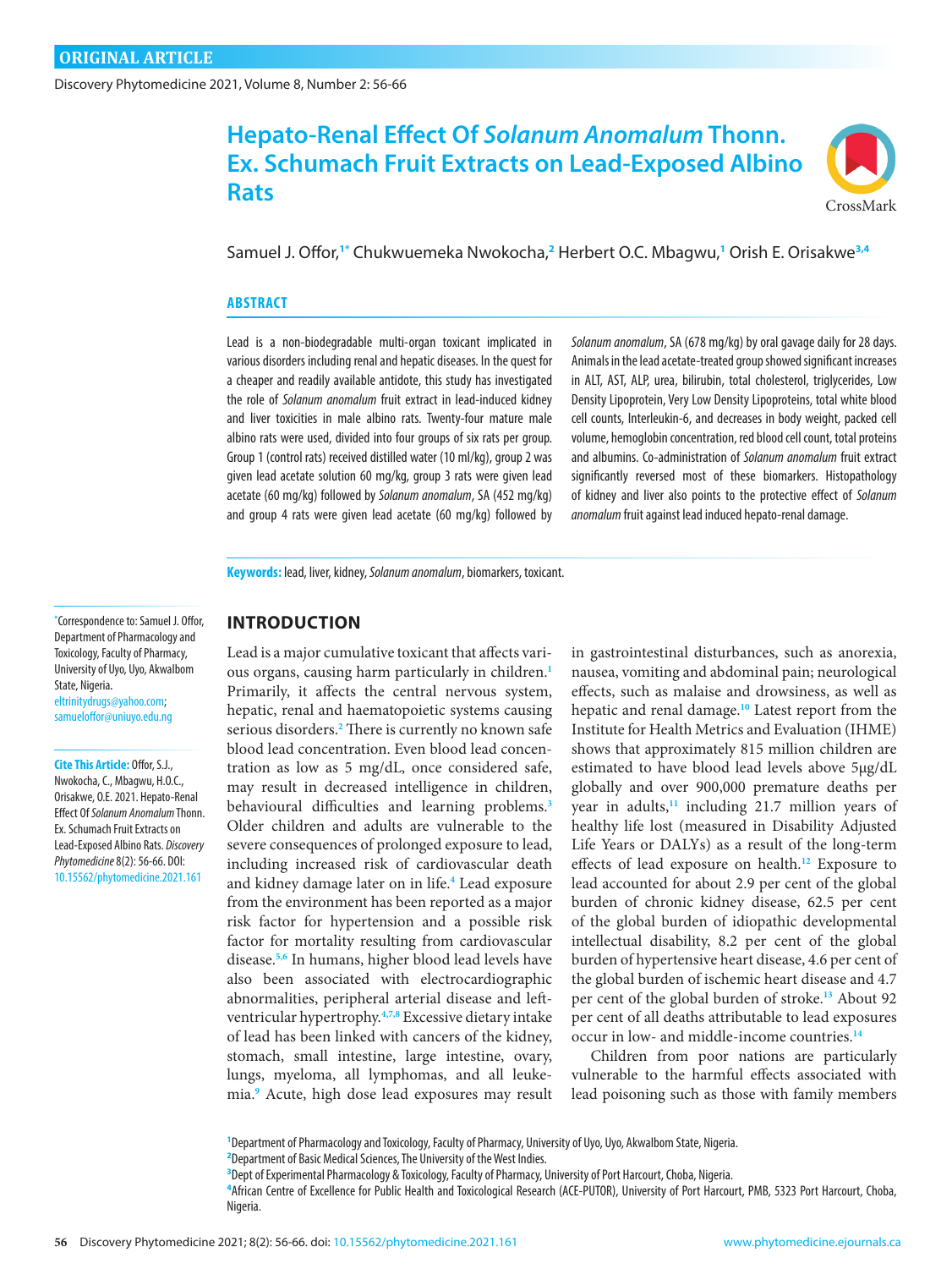ORIGINAL ARTICLE

# Hepato-Renal Effect Of *Solanum Anomalum* Thonn. Ex. Schumach Fruit Extracts on Lead-Exposed Albino Rats

Samuel J. Offor,[1*] Chukwuemeka Nwokocha,[2] Herbert O.C. Mbagwu,[1] Orish E. Orisakwe[3,4]

## ABSTRACT

Lead is a non-biodegradable multi-organ toxicant implicated in various disorders including renal and hepatic diseases. In the quest for a cheaper and readily available antidote, this study has investigated the role of *Solanum anomalum* fruit extract in lead-induced kidney and liver toxicities in male albino rats. Twenty-four mature male albino rats were used, divided into four groups of six rats per group. Group 1 (control rats) received distilled water (10 ml/kg), group 2 was given lead acetate solution 60 mg/kg, group 3 rats were given lead acetate (60 mg/kg) followed by *Solanum anomalum*, SA (452 mg/kg) and group 4 rats were given lead acetate (60 mg/kg) followed by *Solanum anomalum*, SA (678 mg/kg) by oral gavage daily for 28 days. Animals in the lead acetate-treated group showed significant increases in ALT, AST, ALP, urea, bilirubin, total cholesterol, triglycerides, Low Density Lipoprotein, Very Low Density Lipoproteins, total white blood cell counts, Interleukin-6, and decreases in body weight, packed cell volume, hemoglobin concentration, red blood cell count, total proteins and albumins. Co-administration of *Solanum anomalum* fruit extract significantly reversed most of these biomarkers. Histopathology of kidney and liver also points to the protective effect of *Solanum anomalum* fruit against lead induced hepato-renal damage.

**Keywords:** lead, liver, kidney, *Solanum anomalum*, biomarkers, toxicant.

*Correspondence to: Samuel J. Offor, Department of Pharmacology and Toxicology, Faculty of Pharmacy, University of Uyo, Uyo, AkwaIbom State, Nigeria. eltrinitydrugs@yahoo.com; samueloffor@uniuyo.edu.ng

**Cite This Article:** Offor, S.J., Nwokocha, C., Mbagwu, H.O.C., Orisakwe, O.E. 2021. Hepato-Renal Effect Of *Solanum Anomalum* Thonn. Ex. Schumach Fruit Extracts on Lead-Exposed Albino Rats. *Discovery Phytomedicine* 8(2): 56-66. DOI: 10.15562/phytomedicine.2021.161

## INTRODUCTION

Lead is a major cumulative toxicant that affects various organs, causing harm particularly in children.[1] Primarily, it affects the central nervous system, hepatic, renal and haematopoietic systems causing serious disorders.[2] There is currently no known safe blood lead concentration. Even blood lead concentration as low as 5 mg/dL, once considered safe, may result in decreased intelligence in children, behavioural difficulties and learning problems.[3] Older children and adults are vulnerable to the severe consequences of prolonged exposure to lead, including increased risk of cardiovascular death and kidney damage later on in life.[4] Lead exposure from the environment has been reported as a major risk factor for hypertension and a possible risk factor for mortality resulting from cardiovascular disease.[5,6] In humans, higher blood lead levels have also been associated with electrocardiographic abnormalities, peripheral arterial disease and left-ventricular hypertrophy.[4,7,8] Excessive dietary intake of lead has been linked with cancers of the kidney, stomach, small intestine, large intestine, ovary, lungs, myeloma, all lymphomas, and all leukemia.[9] Acute, high dose lead exposures may result in gastrointestinal disturbances, such as anorexia, nausea, vomiting and abdominal pain; neurological effects, such as malaise and drowsiness, as well as hepatic and renal damage.[10] Latest report from the Institute for Health Metrics and Evaluation (IHME) shows that approximately 815 million children are estimated to have blood lead levels above 5μg/dL globally and over 900,000 premature deaths per year in adults,[11] including 21.7 million years of healthy life lost (measured in Disability Adjusted Life Years or DALYs) as a result of the long-term effects of lead exposure on health.[12] Exposure to lead accounted for about 2.9 per cent of the global burden of chronic kidney disease, 62.5 per cent of the global burden of idiopathic developmental intellectual disability, 8.2 per cent of the global burden of hypertensive heart disease, 4.6 per cent of the global burden of ischemic heart disease and 4.7 per cent of the global burden of stroke.[13] About 92 per cent of all deaths attributable to lead exposures occur in low- and middle-income countries.[14]

Children from poor nations are particularly vulnerable to the harmful effects associated with lead poisoning such as those with family members

[1]Department of Pharmacology and Toxicology, Faculty of Pharmacy, University of Uyo, Uyo, AkwaIbom State, Nigeria.
[2]Department of Basic Medical Sciences, The University of the West Indies.
[3]Dept of Experimental Pharmacology & Toxicology, Faculty of Pharmacy, University of Port Harcourt, Choba, Nigeria.
[4]African Centre of Excellence for Public Health and Toxicological Research (ACE-PUTOR), University of Port Harcourt, PMB, 5323 Port Harcourt, Choba, Nigeria.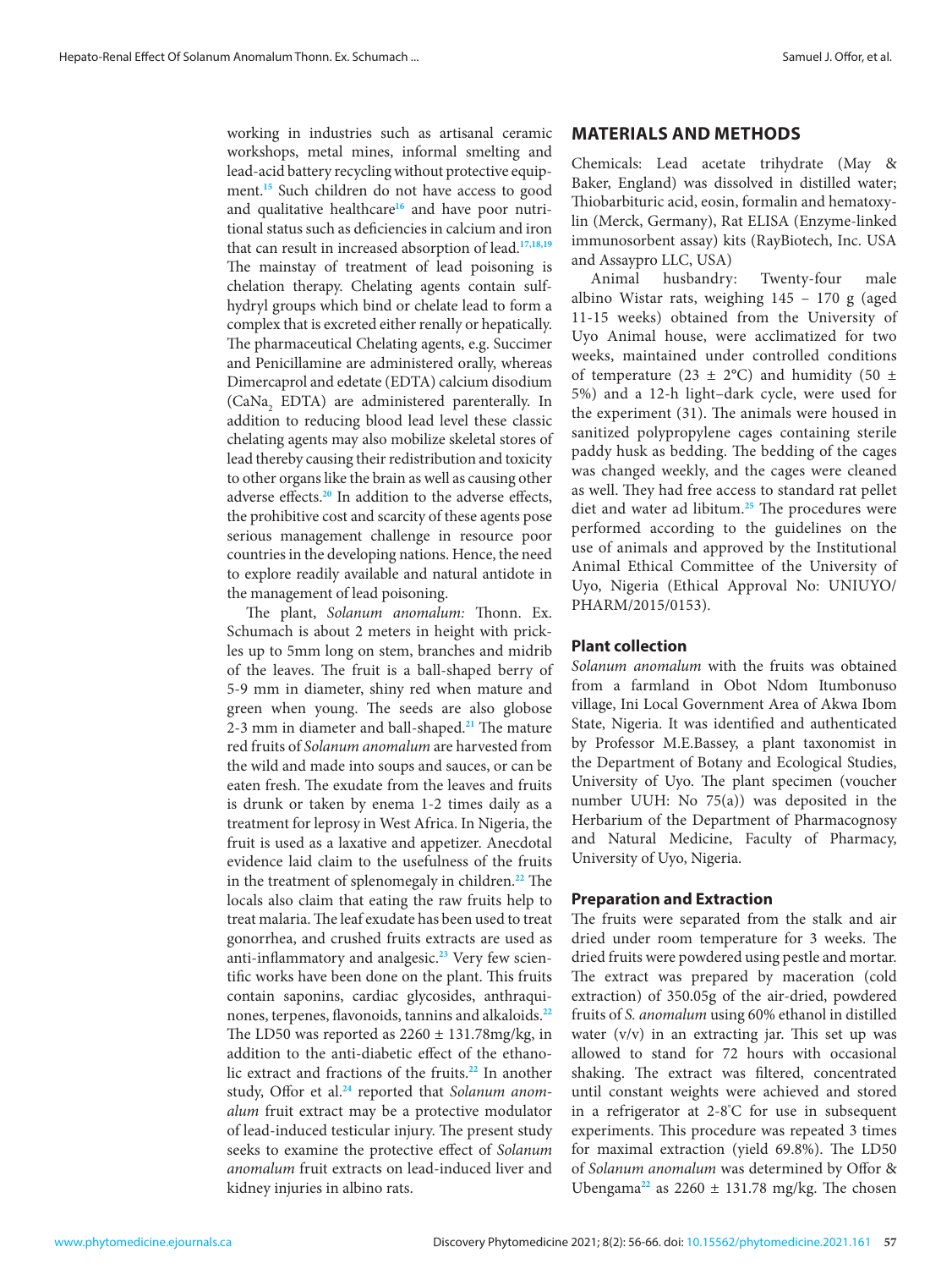working in industries such as artisanal ceramic workshops, metal mines, informal smelting and lead-acid battery recycling without protective equipment.[15] Such children do not have access to good and qualitative healthcare[16] and have poor nutritional status such as deficiencies in calcium and iron that can result in increased absorption of lead.[17,18,19] The mainstay of treatment of lead poisoning is chelation therapy. Chelating agents contain sulfhydryl groups which bind or chelate lead to form a complex that is excreted either renally or hepatically. The pharmaceutical Chelating agents, e.g. Succimer and Penicillamine are administered orally, whereas Dimercaprol and edetate (EDTA) calcium disodium ($CaNa_2$ EDTA) are administered parenterally. In addition to reducing blood lead level these classic chelating agents may also mobilize skeletal stores of lead thereby causing their redistribution and toxicity to other organs like the brain as well as causing other adverse effects.[20] In addition to the adverse effects, the prohibitive cost and scarcity of these agents pose serious management challenge in resource poor countries in the developing nations. Hence, the need to explore readily available and natural antidote in the management of lead poisoning.

The plant, *Solanum anomalum:* Thonn. Ex. Schumach is about 2 meters in height with prickles up to 5mm long on stem, branches and midrib of the leaves. The fruit is a ball-shaped berry of 5-9 mm in diameter, shiny red when mature and green when young. The seeds are also globose 2-3 mm in diameter and ball-shaped.[21] The mature red fruits of *Solanum anomalum* are harvested from the wild and made into soups and sauces, or can be eaten fresh. The exudate from the leaves and fruits is drunk or taken by enema 1-2 times daily as a treatment for leprosy in West Africa. In Nigeria, the fruit is used as a laxative and appetizer. Anecdotal evidence laid claim to the usefulness of the fruits in the treatment of splenomegaly in children.[22] The locals also claim that eating the raw fruits help to treat malaria. The leaf exudate has been used to treat gonorrhea, and crushed fruits extracts are used as anti-inflammatory and analgesic.[23] Very few scientific works have been done on the plant. This fruits contain saponins, cardiac glycosides, anthraquinones, terpenes, flavonoids, tannins and alkaloids.[22] The LD50 was reported as 2260 ± 131.78mg/kg, in addition to the anti-diabetic effect of the ethanolic extract and fractions of the fruits.[22] In another study, Offor et al.[24] reported that *Solanum anomalum* fruit extract may be a protective modulator of lead-induced testicular injury. The present study seeks to examine the protective effect of *Solanum anomalum* fruit extracts on lead-induced liver and kidney injuries in albino rats.

## MATERIALS AND METHODS

Chemicals: Lead acetate trihydrate (May & Baker, England) was dissolved in distilled water; Thiobarbituric acid, eosin, formalin and hematoxylin (Merck, Germany), Rat ELISA (Enzyme-linked immunosorbent assay) kits (RayBiotech, Inc. USA and Assaypro LLC, USA)

Animal husbandry: Twenty-four male albino Wistar rats, weighing 145 – 170 g (aged 11-15 weeks) obtained from the University of Uyo Animal house, were acclimatized for two weeks, maintained under controlled conditions of temperature (23 ± 2°C) and humidity (50 ± 5%) and a 12-h light–dark cycle, were used for the experiment (31). The animals were housed in sanitized polypropylene cages containing sterile paddy husk as bedding. The bedding of the cages was changed weekly, and the cages were cleaned as well. They had free access to standard rat pellet diet and water ad libitum.[25] The procedures were performed according to the guidelines on the use of animals and approved by the Institutional Animal Ethical Committee of the University of Uyo, Nigeria (Ethical Approval No: UNIUYO/PHARM/2015/0153).

### Plant collection

*Solanum anomalum* with the fruits was obtained from a farmland in Obot Ndom Itumbonuso village, Ini Local Government Area of Akwa Ibom State, Nigeria. It was identified and authenticated by Professor M.E.Bassey, a plant taxonomist in the Department of Botany and Ecological Studies, University of Uyo. The plant specimen (voucher number UUH: No 75(a)) was deposited in the Herbarium of the Department of Pharmacognosy and Natural Medicine, Faculty of Pharmacy, University of Uyo, Nigeria.

### Preparation and Extraction

The fruits were separated from the stalk and air dried under room temperature for 3 weeks. The dried fruits were powdered using pestle and mortar. The extract was prepared by maceration (cold extraction) of 350.05g of the air-dried, powdered fruits of *S. anomalum* using 60% ethanol in distilled water (v/v) in an extracting jar. This set up was allowed to stand for 72 hours with occasional shaking. The extract was filtered, concentrated until constant weights were achieved and stored in a refrigerator at 2-8°C for use in subsequent experiments. This procedure was repeated 3 times for maximal extraction (yield 69.8%). The LD50 of *Solanum anomalum* was determined by Offor & Ubengama[22] as 2260 ± 131.78 mg/kg. The chosen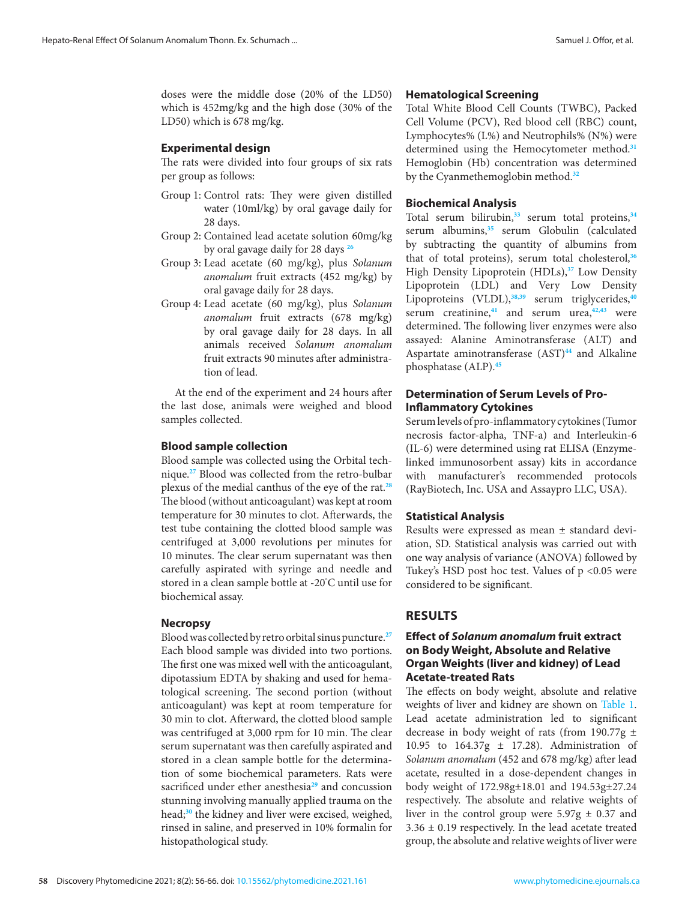doses were the middle dose (20% of the LD50) which is 452mg/kg and the high dose (30% of the LD50) which is 678 mg/kg.

### Experimental design

The rats were divided into four groups of six rats per group as follows:

- Group 1: Control rats: They were given distilled water (10ml/kg) by oral gavage daily for 28 days.
- Group 2: Contained lead acetate solution 60mg/kg by oral gavage daily for 28 days [26]
- Group 3: Lead acetate (60 mg/kg), plus *Solanum anomalum* fruit extracts (452 mg/kg) by oral gavage daily for 28 days.
- Group 4: Lead acetate (60 mg/kg), plus *Solanum anomalum* fruit extracts (678 mg/kg) by oral gavage daily for 28 days. In all animals received *Solanum anomalum* fruit extracts 90 minutes after administration of lead.

At the end of the experiment and 24 hours after the last dose, animals were weighed and blood samples collected.

### Blood sample collection

Blood sample was collected using the Orbital technique.[27] Blood was collected from the retro-bulbar plexus of the medial canthus of the eye of the rat.[28] The blood (without anticoagulant) was kept at room temperature for 30 minutes to clot. Afterwards, the test tube containing the clotted blood sample was centrifuged at 3,000 revolutions per minutes for 10 minutes. The clear serum supernatant was then carefully aspirated with syringe and needle and stored in a clean sample bottle at -20°C until use for biochemical assay.

### Necropsy

Blood was collected by retro orbital sinus puncture.[27] Each blood sample was divided into two portions. The first one was mixed well with the anticoagulant, dipotassium EDTA by shaking and used for hematological screening. The second portion (without anticoagulant) was kept at room temperature for 30 min to clot. Afterward, the clotted blood sample was centrifuged at 3,000 rpm for 10 min. The clear serum supernatant was then carefully aspirated and stored in a clean sample bottle for the determination of some biochemical parameters. Rats were sacrificed under ether anesthesia[29] and concussion stunning involving manually applied trauma on the head;[30] the kidney and liver were excised, weighed, rinsed in saline, and preserved in 10% formalin for histopathological study.

### Hematological Screening

Total White Blood Cell Counts (TWBC), Packed Cell Volume (PCV), Red blood cell (RBC) count, Lymphocytes% (L%) and Neutrophils% (N%) were determined using the Hemocytometer method.[31] Hemoglobin (Hb) concentration was determined by the Cyanmethemoglobin method.[32]

### Biochemical Analysis

Total serum bilirubin,[33] serum total proteins,[34] serum albumins,[35] serum Globulin (calculated by subtracting the quantity of albumins from that of total proteins), serum total cholesterol,[36] High Density Lipoprotein (HDLs),[37] Low Density Lipoprotein (LDL) and Very Low Density Lipoproteins (VLDL),[38,39] serum triglycerides,[40] serum creatinine,[41] and serum urea,[42,43] were determined. The following liver enzymes were also assayed: Alanine Aminotransferase (ALT) and Aspartate aminotransferase (AST)[44] and Alkaline phosphatase (ALP).[45]

### Determination of Serum Levels of Pro-Inflammatory Cytokines

Serum levels of pro-inflammatory cytokines (Tumor necrosis factor-alpha, TNF-a) and Interleukin-6 (IL-6) were determined using rat ELISA (Enzyme-linked immunosorbent assay) kits in accordance with manufacturer's recommended protocols (RayBiotech, Inc. USA and Assaypro LLC, USA).

### Statistical Analysis

Results were expressed as mean ± standard deviation, SD. Statistical analysis was carried out with one way analysis of variance (ANOVA) followed by Tukey's HSD post hoc test. Values of $p < 0.05$ were considered to be significant.

## RESULTS

### Effect of *Solanum anomalum* fruit extract on Body Weight, Absolute and Relative Organ Weights (liver and kidney) of Lead Acetate-treated Rats

The effects on body weight, absolute and relative weights of liver and kidney are shown on Table 1. Lead acetate administration led to significant decrease in body weight of rats (from 190.77g ± 10.95 to 164.37g ± 17.28). Administration of *Solanum anomalum* (452 and 678 mg/kg) after lead acetate, resulted in a dose-dependent changes in body weight of 172.98g±18.01 and 194.53g±27.24 respectively. The absolute and relative weights of liver in the control group were 5.97g ± 0.37 and 3.36 ± 0.19 respectively. In the lead acetate treated group, the absolute and relative weights of liver were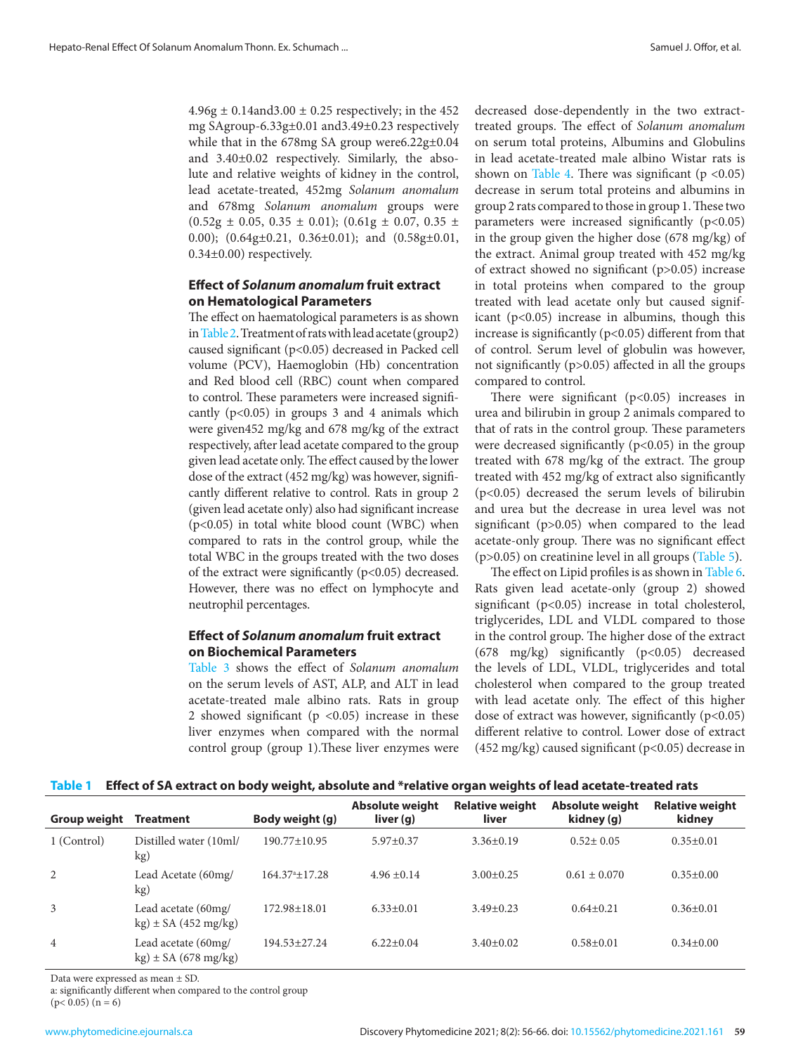4.96g ± 0.14and3.00 ± 0.25 respectively; in the 452 mg SAgroup-6.33g±0.01 and3.49±0.23 respectively while that in the 678mg SA group were6.22g±0.04 and 3.40±0.02 respectively. Similarly, the absolute and relative weights of kidney in the control, lead acetate-treated, 452mg *Solanum anomalum* and 678mg *Solanum anomalum* groups were (0.52g ± 0.05, 0.35 ± 0.01); (0.61g ± 0.07, 0.35 ± 0.00); (0.64g±0.21, 0.36±0.01); and (0.58g±0.01, 0.34±0.00) respectively.

### Effect of *Solanum anomalum* fruit extract on Hematological Parameters

The effect on haematological parameters is as shown in Table 2. Treatment of rats with lead acetate (group2) caused significant ($p<0.05$) decreased in Packed cell volume (PCV), Haemoglobin (Hb) concentration and Red blood cell (RBC) count when compared to control. These parameters were increased significantly ($p<0.05$) in groups 3 and 4 animals which were given452 mg/kg and 678 mg/kg of the extract respectively, after lead acetate compared to the group given lead acetate only. The effect caused by the lower dose of the extract (452 mg/kg) was however, significantly different relative to control. Rats in group 2 (given lead acetate only) also had significant increase ($p<0.05$) in total white blood count (WBC) when compared to rats in the control group, while the total WBC in the groups treated with the two doses of the extract were significantly ($p<0.05$) decreased. However, there was no effect on lymphocyte and neutrophil percentages.

### Effect of *Solanum anomalum* fruit extract on Biochemical Parameters

Table 3 shows the effect of *Solanum anomalum* on the serum levels of AST, ALP, and ALT in lead acetate-treated male albino rats. Rats in group 2 showed significant ($p <0.05$) increase in these liver enzymes when compared with the normal control group (group 1).These liver enzymes were decreased dose-dependently in the two extract-treated groups. The effect of *Solanum anomalum* on serum total proteins, Albumins and Globulins in lead acetate-treated male albino Wistar rats is shown on Table 4. There was significant ($p <0.05$) decrease in serum total proteins and albumins in group 2 rats compared to those in group 1. These two parameters were increased significantly ($p<0.05$) in the group given the higher dose (678 mg/kg) of the extract. Animal group treated with 452 mg/kg of extract showed no significant ($p>0.05$) increase in total proteins when compared to the group treated with lead acetate only but caused significant ($p<0.05$) increase in albumins, though this increase is significantly ($p<0.05$) different from that of control. Serum level of globulin was however, not significantly ($p>0.05$) affected in all the groups compared to control.

There were significant ($p<0.05$) increases in urea and bilirubin in group 2 animals compared to that of rats in the control group. These parameters were decreased significantly ($p<0.05$) in the group treated with 678 mg/kg of the extract. The group treated with 452 mg/kg of extract also significantly ($p<0.05$) decreased the serum levels of bilirubin and urea but the decrease in urea level was not significant ($p>0.05$) when compared to the lead acetate-only group. There was no significant effect ($p>0.05$) on creatinine level in all groups (Table 5).

The effect on Lipid profiles is as shown in Table 6. Rats given lead acetate-only (group 2) showed significant ($p<0.05$) increase in total cholesterol, triglycerides, LDL and VLDL compared to those in the control group. The higher dose of the extract (678 mg/kg) significantly ($p<0.05$) decreased the levels of LDL, VLDL, triglycerides and total cholesterol when compared to the group treated with lead acetate only. The effect of this higher dose of extract was however, significantly ($p<0.05$) different relative to control. Lower dose of extract (452 mg/kg) caused significant ($p<0.05$) decrease in

**Table 1 Effect of SA extract on body weight, absolute and *relative organ weights of lead acetate-treated rats**

| Group weight | Treatment | Body weight (g) | Absolute weight liver (g) | Relative weight liver | Absolute weight kidney (g) | Relative weight kidney |
|---|---|---|---|---|---|---|
| 1 (Control) | Distilled water (10ml/kg) | 190.77±10.95 | 5.97±0.37 | 3.36±0.19 | 0.52± 0.05 | 0.35±0.01 |
| 2 | Lead Acetate (60mg/kg) | 164.37[a]±17.28 | 4.96 ±0.14 | 3.00±0.25 | 0.61 ± 0.070 | 0.35±0.00 |
| 3 | Lead acetate (60mg/kg) ± SA (452 mg/kg) | 172.98±18.01 | 6.33±0.01 | 3.49±0.23 | 0.64±0.21 | 0.36±0.01 |
| 4 | Lead acetate (60mg/kg) ± SA (678 mg/kg) | 194.53±27.24 | 6.22±0.04 | 3.40±0.02 | 0.58±0.01 | 0.34±0.00 |

Data were expressed as mean ± SD.
a: significantly different when compared to the control group ($p< 0.05$) ($n = 6$)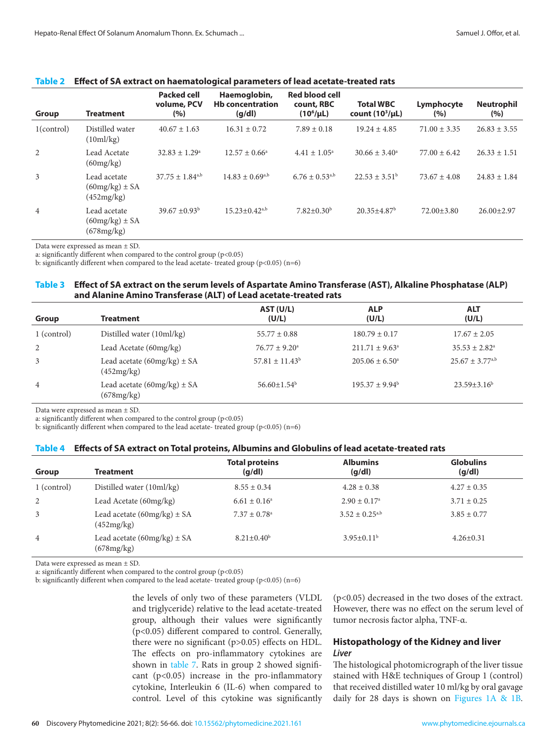**Table 2 Effect of SA extract on haematological parameters of lead acetate-treated rats**

| Group | Treatment | Packed cell volume, PCV (%) | Haemoglobin, Hb concentration (g/dl) | Red blood cell count, RBC ($10^6$/μL) | Total WBC count ($10^3$/μL) | Lymphocyte (%) | Neutrophil (%) |
|---|---|---|---|---|---|---|---|
| 1(control) | Distilled water (10ml/kg) | 40.67 ± 1.63 | 16.31 ± 0.72 | 7.89 ± 0.18 | 19.24 ± 4.85 | 71.00 ± 3.35 | 26.83 ± 3.55 |
| 2 | Lead Acetate (60mg/kg) | 32.83 ± 1.29[a] | 12.57 ± 0.66[a] | 4.41 ± 1.05[a] | 30.66 ± 3.40[a] | 77.00 ± 6.42 | 26.33 ± 1.51 |
| 3 | Lead acetate (60mg/kg) ± SA (452mg/kg) | 37.75 ± 1.84[a,b] | 14.83 ± 0.69[a,b] | 6.76 ± 0.53[a,b] | 22.53 ± 3.51[b] | 73.67 ± 4.08 | 24.83 ± 1.84 |
| 4 | Lead acetate (60mg/kg) ± SA (678mg/kg) | 39.67 ±0.93[b] | 15.23±0.42[a,b] | 7.82±0.30[b] | 20.35±4.87[b] | 72.00±3.80 | 26.00±2.97 |

Data were expressed as mean ± SD.
a: significantly different when compared to the control group ($p<0.05$)
b: significantly different when compared to the lead acetate- treated group ($p<0.05$) (n=6)

**Table 3 Effect of SA extract on the serum levels of Aspartate Amino Transferase (AST), Alkaline Phosphatase (ALP) and Alanine Amino Transferase (ALT) of Lead acetate-treated rats**

| Group | Treatment | AST (U/L) | ALP (U/L) | ALT (U/L) |
|---|---|---|---|---|
| 1 (control) | Distilled water (10ml/kg) | 55.77 ± 0.88 | 180.79 ± 0.17 | 17.67 ± 2.05 |
| 2 | Lead Acetate (60mg/kg) | 76.77 ± 9.20[a] | 211.71 ± 9.63[a] | 35.53 ± 2.82[a] |
| 3 | Lead acetate (60mg/kg) ± SA (452mg/kg) | 57.81 ± 11.43[b] | 205.06 ± 6.50[a] | 25.67 ± 3.77[a,b] |
| 4 | Lead acetate (60mg/kg) ± SA (678mg/kg) | 56.60±1.54[b] | 195.37 ± 9.94[b] | 23.59±3.16[b] |

Data were expressed as mean ± SD.
a: significantly different when compared to the control group ($p<0.05$)
b: significantly different when compared to the lead acetate- treated group ($p<0.05$) (n=6)

**Table 4 Effects of SA extract on Total proteins, Albumins and Globulins of lead acetate-treated rats**

| Group | Treatment | Total proteins (g/dl) | Albumins (g/dl) | Globulins (g/dl) |
|---|---|---|---|---|
| 1 (control) | Distilled water (10ml/kg) | 8.55 ± 0.34 | 4.28 ± 0.38 | 4.27 ± 0.35 |
| 2 | Lead Acetate (60mg/kg) | 6.61 ± 0.16[a] | 2.90 ± 0.17[a] | 3.71 ± 0.25 |
| 3 | Lead acetate (60mg/kg) ± SA (452mg/kg) | 7.37 ± 0.78[a] | 3.52 ± 0.25[a,b] | 3.85 ± 0.77 |
| 4 | Lead acetate (60mg/kg) ± SA (678mg/kg) | 8.21±0.40[b] | 3.95±0.11[b] | 4.26±0.31 |

Data were expressed as mean ± SD.
a: significantly different when compared to the control group ($p<0.05$)
b: significantly different when compared to the lead acetate- treated group ($p<0.05$) (n=6)

the levels of only two of these parameters (VLDL and triglyceride) relative to the lead acetate-treated group, although their values were significantly ($p<0.05$) different compared to control. Generally, there were no significant ($p>0.05$) effects on HDL. The effects on pro-inflammatory cytokines are shown in table 7. Rats in group 2 showed significant ($p<0.05$) increase in the pro-inflammatory cytokine, Interleukin 6 (IL-6) when compared to control. Level of this cytokine was significantly ($p<0.05$) decreased in the two doses of the extract. However, there was no effect on the serum level of tumor necrosis factor alpha, TNF-α.

## Histopathology of the Kidney and liver

### *Liver*

The histological photomicrograph of the liver tissue stained with H&E techniques of Group 1 (control) that received distilled water 10 ml/kg by oral gavage daily for 28 days is shown on Figures 1A & 1B.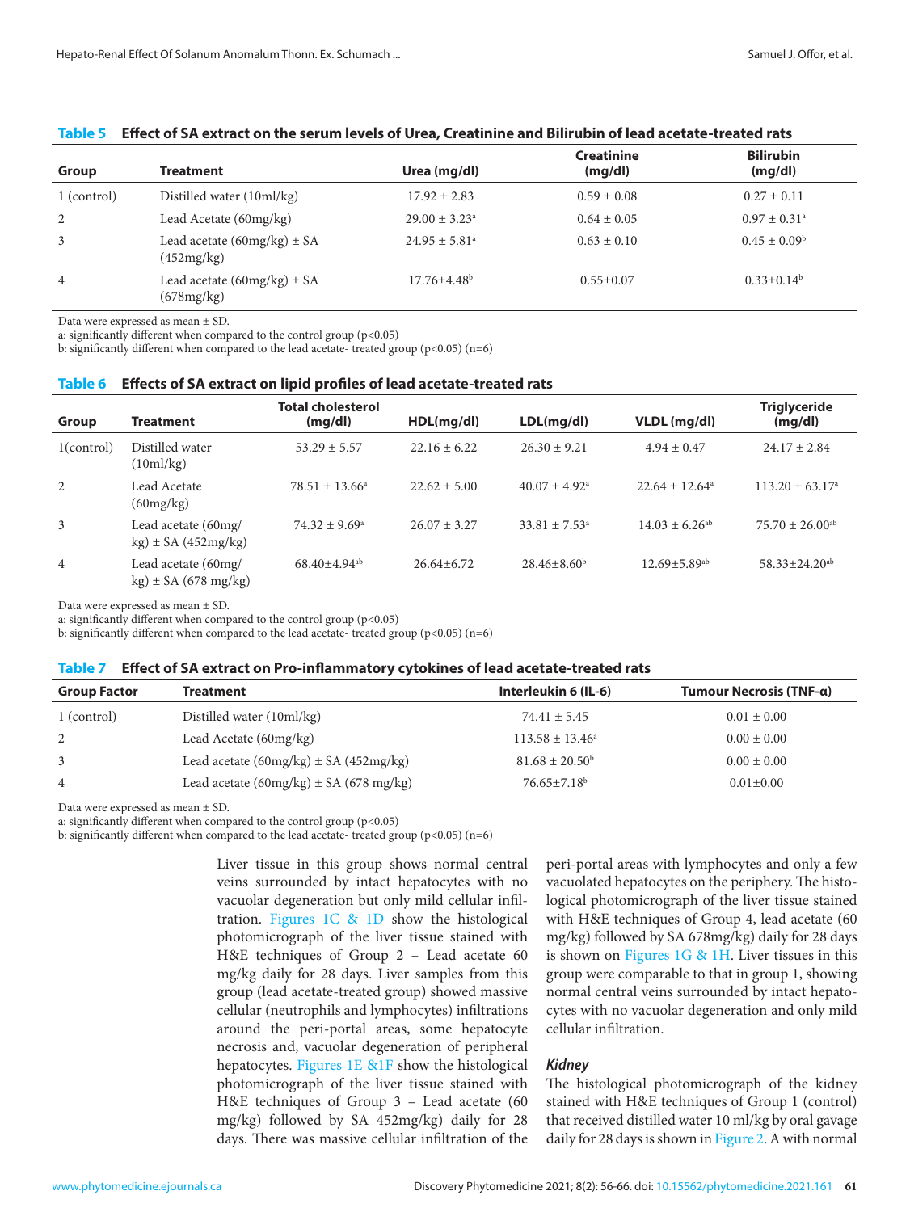**Table 5 Effect of SA extract on the serum levels of Urea, Creatinine and Bilirubin of lead acetate-treated rats**

| Group | Treatment | Urea (mg/dl) | Creatinine (mg/dl) | Bilirubin (mg/dl) |
|---|---|---|---|---|
| 1 (control) | Distilled water (10ml/kg) | 17.92 ± 2.83 | 0.59 ± 0.08 | 0.27 ± 0.11 |
| 2 | Lead Acetate (60mg/kg) | 29.00 ± 3.23[a] | 0.64 ± 0.05 | 0.97 ± 0.31[a] |
| 3 | Lead acetate (60mg/kg) ± SA (452mg/kg) | 24.95 ± 5.81[a] | 0.63 ± 0.10 | 0.45 ± 0.09[b] |
| 4 | Lead acetate (60mg/kg) ± SA (678mg/kg) | 17.76±4.48[b] | 0.55±0.07 | 0.33±0.14[b] |

Data were expressed as mean ± SD.
a: significantly different when compared to the control group ($p<0.05$)
b: significantly different when compared to the lead acetate- treated group ($p<0.05$) (n=6)

**Table 6 Effects of SA extract on lipid profiles of lead acetate-treated rats**

| Group | Treatment | Total cholesterol (mg/dl) | HDL(mg/dl) | LDL(mg/dl) | VLDL (mg/dl) | Triglyceride (mg/dl) |
|---|---|---|---|---|---|---|
| 1(control) | Distilled water (10ml/kg) | 53.29 ± 5.57 | 22.16 ± 6.22 | 26.30 ± 9.21 | 4.94 ± 0.47 | 24.17 ± 2.84 |
| 2 | Lead Acetate (60mg/kg) | 78.51 ± 13.66[a] | 22.62 ± 5.00 | 40.07 ± 4.92[a] | 22.64 ± 12.64[a] | 113.20 ± 63.17[a] |
| 3 | Lead acetate (60mg/kg) ± SA (452mg/kg) | 74.32 ± 9.69[a] | 26.07 ± 3.27 | 33.81 ± 7.53[a] | 14.03 ± 6.26[ab] | 75.70 ± 26.00[ab] |
| 4 | Lead acetate (60mg/kg) ± SA (678 mg/kg) | 68.40±4.94[ab] | 26.64±6.72 | 28.46±8.60[b] | 12.69±5.89[ab] | 58.33±24.20[ab] |

Data were expressed as mean ± SD.
a: significantly different when compared to the control group ($p<0.05$)
b: significantly different when compared to the lead acetate- treated group ($p<0.05$) (n=6)

**Table 7 Effect of SA extract on Pro-inflammatory cytokines of lead acetate-treated rats**

| Group Factor | Treatment | Interleukin 6 (IL-6) | Tumour Necrosis (TNF-α) |
|---|---|---|---|
| 1 (control) | Distilled water (10ml/kg) | 74.41 ± 5.45 | 0.01 ± 0.00 |
| 2 | Lead Acetate (60mg/kg) | 113.58 ± 13.46[a] | 0.00 ± 0.00 |
| 3 | Lead acetate (60mg/kg) ± SA (452mg/kg) | 81.68 ± 20.50[b] | 0.00 ± 0.00 |
| 4 | Lead acetate (60mg/kg) ± SA (678 mg/kg) | 76.65±7.18[b] | 0.01±0.00 |

Data were expressed as mean ± SD.
a: significantly different when compared to the control group ($p<0.05$)
b: significantly different when compared to the lead acetate- treated group ($p<0.05$) (n=6)

Liver tissue in this group shows normal central veins surrounded by intact hepatocytes with no vacuolar degeneration but only mild cellular infiltration. Figures 1C & 1D show the histological photomicrograph of the liver tissue stained with H&E techniques of Group 2 – Lead acetate 60 mg/kg daily for 28 days. Liver samples from this group (lead acetate-treated group) showed massive cellular (neutrophils and lymphocytes) infiltrations around the peri-portal areas, some hepatocyte necrosis and, vacuolar degeneration of peripheral hepatocytes. Figures 1E &1F show the histological photomicrograph of the liver tissue stained with H&E techniques of Group 3 – Lead acetate (60 mg/kg) followed by SA 452mg/kg) daily for 28 days. There was massive cellular infiltration of the peri-portal areas with lymphocytes and only a few vacuolated hepatocytes on the periphery. The histological photomicrograph of the liver tissue stained with H&E techniques of Group 4, lead acetate (60 mg/kg) followed by SA 678mg/kg) daily for 28 days is shown on Figures 1G & 1H. Liver tissues in this group were comparable to that in group 1, showing normal central veins surrounded by intact hepatocytes with no vacuolar degeneration and only mild cellular infiltration.

### *Kidney*

The histological photomicrograph of the kidney stained with H&E techniques of Group 1 (control) that received distilled water 10 ml/kg by oral gavage daily for 28 days is shown in Figure 2. A with normal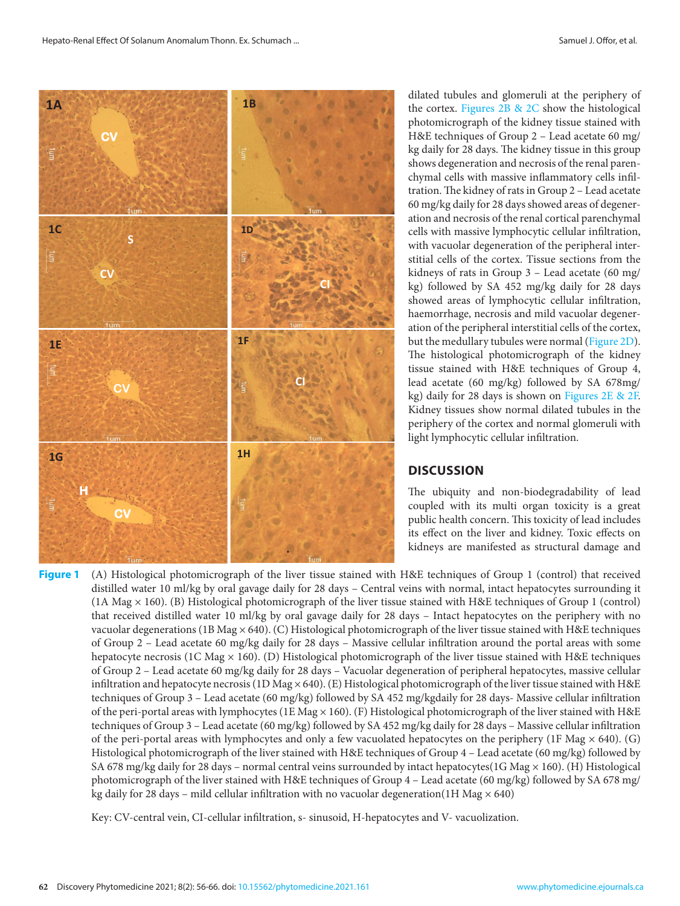dilated tubules and glomeruli at the periphery of the cortex. Figures 2B & 2C show the histological photomicrograph of the kidney tissue stained with H&E techniques of Group 2 – Lead acetate 60 mg/kg daily for 28 days. The kidney tissue in this group shows degeneration and necrosis of the renal parenchymal cells with massive inflammatory cells infiltration. The kidney of rats in Group 2 – Lead acetate 60 mg/kg daily for 28 days showed areas of degeneration and necrosis of the renal cortical parenchymal cells with massive lymphocytic cellular infiltration, with vacuolar degeneration of the peripheral interstitial cells of the cortex. Tissue sections from the kidneys of rats in Group 3 – Lead acetate (60 mg/kg) followed by SA 452 mg/kg daily for 28 days showed areas of lymphocytic cellular infiltration, haemorrhage, necrosis and mild vacuolar degeneration of the peripheral interstitial cells of the cortex, but the medullary tubules were normal (Figure 2D). The histological photomicrograph of the kidney tissue stained with H&E techniques of Group 4, lead acetate (60 mg/kg) followed by SA 678mg/kg) daily for 28 days is shown on Figures 2E & 2F. Kidney tissues show normal dilated tubules in the periphery of the cortex and normal glomeruli with light lymphocytic cellular infiltration.

## DISCUSSION

The ubiquity and non-biodegradability of lead coupled with its multi organ toxicity is a great public health concern. This toxicity of lead includes its effect on the liver and kidney. Toxic effects on kidneys are manifested as structural damage and

**Figure 1** (A) Histological photomicrograph of the liver tissue stained with H&E techniques of Group 1 (control) that received distilled water 10 ml/kg by oral gavage daily for 28 days – Central veins with normal, intact hepatocytes surrounding it (1A Mag × 160). (B) Histological photomicrograph of the liver tissue stained with H&E techniques of Group 1 (control) that received distilled water 10 ml/kg by oral gavage daily for 28 days – Intact hepatocytes on the periphery with no vacuolar degenerations (1B Mag × 640). (C) Histological photomicrograph of the liver tissue stained with H&E techniques of Group 2 – Lead acetate 60 mg/kg daily for 28 days – Massive cellular infiltration around the portal areas with some hepatocyte necrosis (1C Mag × 160). (D) Histological photomicrograph of the liver tissue stained with H&E techniques of Group 2 – Lead acetate 60 mg/kg daily for 28 days – Vacuolar degeneration of peripheral hepatocytes, massive cellular infiltration and hepatocyte necrosis (1D Mag × 640). (E) Histological photomicrograph of the liver tissue stained with H&E techniques of Group 3 – Lead acetate (60 mg/kg) followed by SA 452 mg/kgdaily for 28 days- Massive cellular infiltration of the peri-portal areas with lymphocytes (1E Mag × 160). (F) Histological photomicrograph of the liver stained with H&E techniques of Group 3 – Lead acetate (60 mg/kg) followed by SA 452 mg/kg daily for 28 days – Massive cellular infiltration of the peri-portal areas with lymphocytes and only a few vacuolated hepatocytes on the periphery (1F Mag × 640). (G) Histological photomicrograph of the liver stained with H&E techniques of Group 4 – Lead acetate (60 mg/kg) followed by SA 678 mg/kg daily for 28 days – normal central veins surrounded by intact hepatocytes(1G Mag × 160). (H) Histological photomicrograph of the liver stained with H&E techniques of Group 4 – Lead acetate (60 mg/kg) followed by SA 678 mg/kg daily for 28 days – mild cellular infiltration with no vacuolar degeneration(1H Mag × 640)

Key: CV-central vein, CI-cellular infiltration, s- sinusoid, H-hepatocytes and V- vacuolization.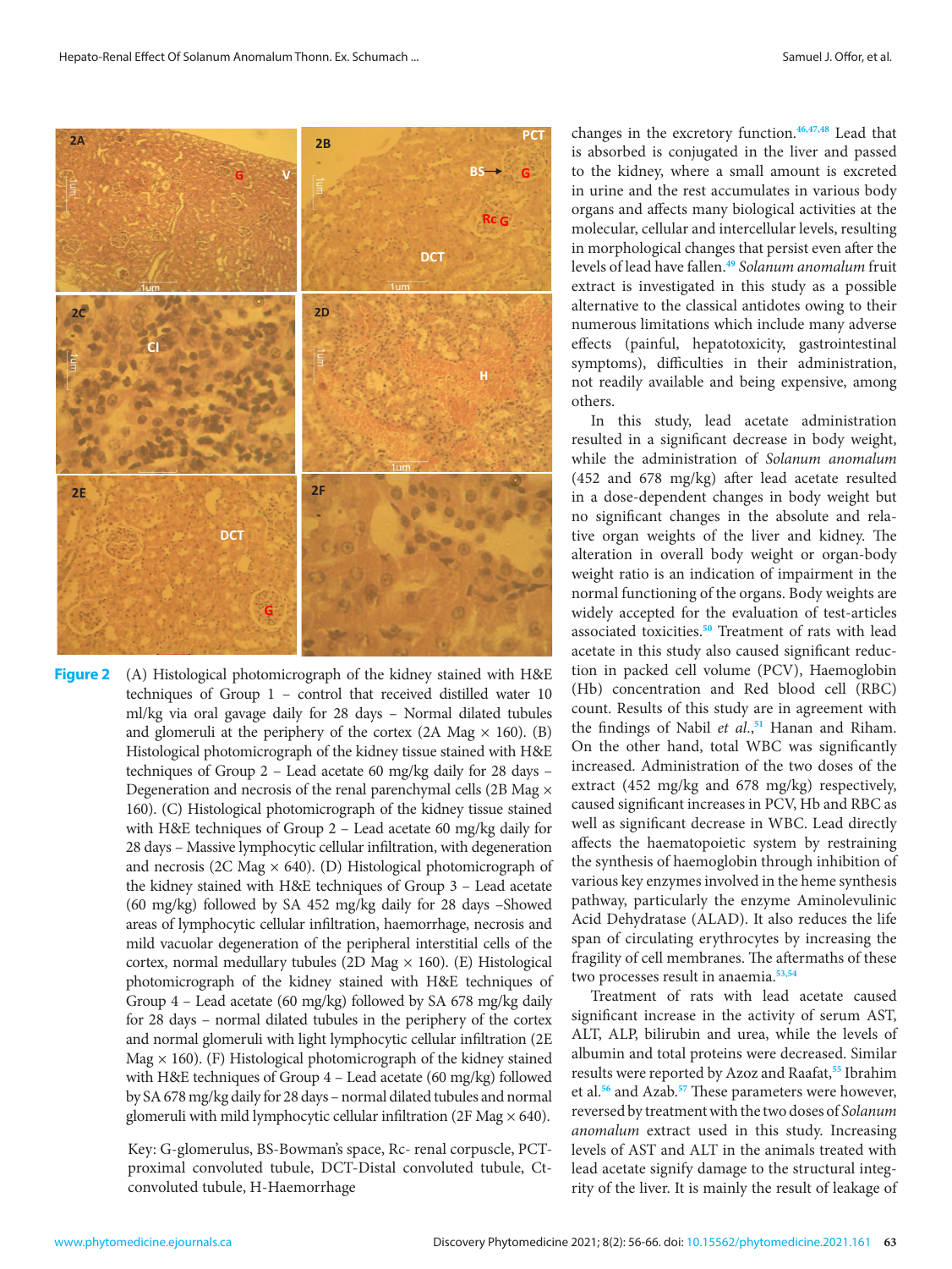**Figure 2** (A) Histological photomicrograph of the kidney stained with H&E techniques of Group 1 – control that received distilled water 10 ml/kg via oral gavage daily for 28 days – Normal dilated tubules and glomeruli at the periphery of the cortex (2A Mag × 160). (B) Histological photomicrograph of the kidney tissue stained with H&E techniques of Group 2 – Lead acetate 60 mg/kg daily for 28 days – Degeneration and necrosis of the renal parenchymal cells (2B Mag × 160). (C) Histological photomicrograph of the kidney tissue stained with H&E techniques of Group 2 – Lead acetate 60 mg/kg daily for 28 days – Massive lymphocytic cellular infiltration, with degeneration and necrosis (2C Mag × 640). (D) Histological photomicrograph of the kidney stained with H&E techniques of Group 3 – Lead acetate (60 mg/kg) followed by SA 452 mg/kg daily for 28 days –Showed areas of lymphocytic cellular infiltration, haemorrhage, necrosis and mild vacuolar degeneration of the peripheral interstitial cells of the cortex, normal medullary tubules (2D Mag × 160). (E) Histological photomicrograph of the kidney stained with H&E techniques of Group 4 – Lead acetate (60 mg/kg) followed by SA 678 mg/kg daily for 28 days – normal dilated tubules in the periphery of the cortex and normal glomeruli with light lymphocytic cellular infiltration (2E Mag × 160). (F) Histological photomicrograph of the kidney stained with H&E techniques of Group 4 – Lead acetate (60 mg/kg) followed by SA 678 mg/kg daily for 28 days – normal dilated tubules and normal glomeruli with mild lymphocytic cellular infiltration (2F Mag × 640).

Key: G-glomerulus, BS-Bowman's space, Rc- renal corpuscle, PCT-proximal convoluted tubule, DCT-Distal convoluted tubule, Ct-convoluted tubule, H-Haemorrhage

changes in the excretory function.[46,47,48] Lead that is absorbed is conjugated in the liver and passed to the kidney, where a small amount is excreted in urine and the rest accumulates in various body organs and affects many biological activities at the molecular, cellular and intercellular levels, resulting in morphological changes that persist even after the levels of lead have fallen.[49] *Solanum anomalum* fruit extract is investigated in this study as a possible alternative to the classical antidotes owing to their numerous limitations which include many adverse effects (painful, hepatotoxicity, gastrointestinal symptoms), difficulties in their administration, not readily available and being expensive, among others.

In this study, lead acetate administration resulted in a significant decrease in body weight, while the administration of *Solanum anomalum* (452 and 678 mg/kg) after lead acetate resulted in a dose-dependent changes in body weight but no significant changes in the absolute and relative organ weights of the liver and kidney. The alteration in overall body weight or organ-body weight ratio is an indication of impairment in the normal functioning of the organs. Body weights are widely accepted for the evaluation of test-articles associated toxicities.[50] Treatment of rats with lead acetate in this study also caused significant reduction in packed cell volume (PCV), Haemoglobin (Hb) concentration and Red blood cell (RBC) count. Results of this study are in agreement with the findings of Nabil *et al*.,[51] Hanan and Riham. On the other hand, total WBC was significantly increased. Administration of the two doses of the extract (452 mg/kg and 678 mg/kg) respectively, caused significant increases in PCV, Hb and RBC as well as significant decrease in WBC. Lead directly affects the haematopoietic system by restraining the synthesis of haemoglobin through inhibition of various key enzymes involved in the heme synthesis pathway, particularly the enzyme Aminolevulinic Acid Dehydratase (ALAD). It also reduces the life span of circulating erythrocytes by increasing the fragility of cell membranes. The aftermaths of these two processes result in anaemia.[53,54]

Treatment of rats with lead acetate caused significant increase in the activity of serum AST, ALT, ALP, bilirubin and urea, while the levels of albumin and total proteins were decreased. Similar results were reported by Azoz and Raafat,[55] Ibrahim et al.[56] and Azab.[57] These parameters were however, reversed by treatment with the two doses of *Solanum anomalum* extract used in this study. Increasing levels of AST and ALT in the animals treated with lead acetate signify damage to the structural integrity of the liver. It is mainly the result of leakage of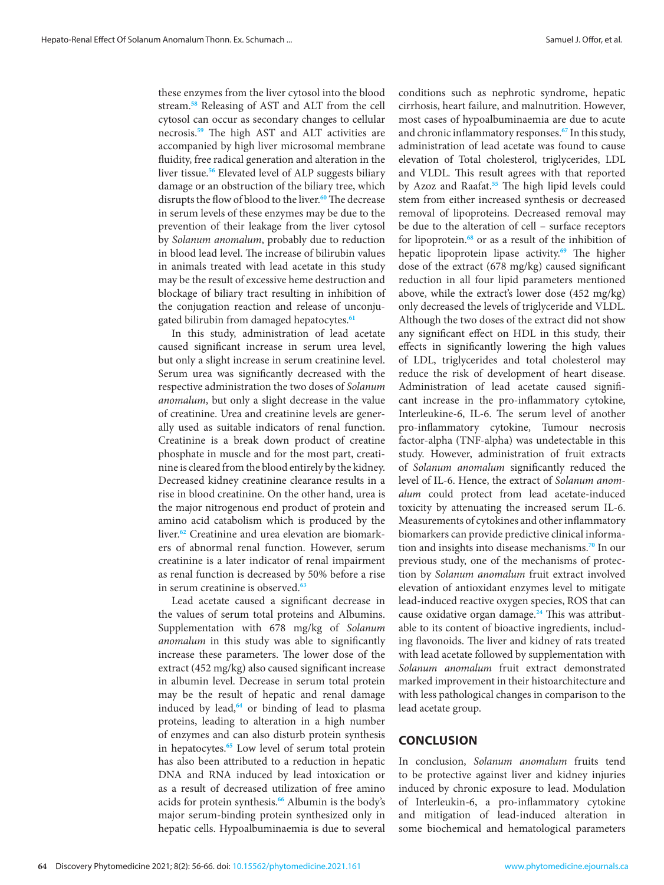these enzymes from the liver cytosol into the blood stream.[58] Releasing of AST and ALT from the cell cytosol can occur as secondary changes to cellular necrosis.[59] The high AST and ALT activities are accompanied by high liver microsomal membrane fluidity, free radical generation and alteration in the liver tissue.[56] Elevated level of ALP suggests biliary damage or an obstruction of the biliary tree, which disrupts the flow of blood to the liver.[60] The decrease in serum levels of these enzymes may be due to the prevention of their leakage from the liver cytosol by *Solanum anomalum*, probably due to reduction in blood lead level. The increase of bilirubin values in animals treated with lead acetate in this study may be the result of excessive heme destruction and blockage of biliary tract resulting in inhibition of the conjugation reaction and release of unconjugated bilirubin from damaged hepatocytes.[61]

In this study, administration of lead acetate caused significant increase in serum urea level, but only a slight increase in serum creatinine level. Serum urea was significantly decreased with the respective administration the two doses of *Solanum anomalum*, but only a slight decrease in the value of creatinine. Urea and creatinine levels are generally used as suitable indicators of renal function. Creatinine is a break down product of creatine phosphate in muscle and for the most part, creatinine is cleared from the blood entirely by the kidney. Decreased kidney creatinine clearance results in a rise in blood creatinine. On the other hand, urea is the major nitrogenous end product of protein and amino acid catabolism which is produced by the liver.[62] Creatinine and urea elevation are biomarkers of abnormal renal function. However, serum creatinine is a later indicator of renal impairment as renal function is decreased by 50% before a rise in serum creatinine is observed.[63]

Lead acetate caused a significant decrease in the values of serum total proteins and Albumins. Supplementation with 678 mg/kg of *Solanum anomalum* in this study was able to significantly increase these parameters. The lower dose of the extract (452 mg/kg) also caused significant increase in albumin level. Decrease in serum total protein may be the result of hepatic and renal damage induced by lead,[64] or binding of lead to plasma proteins, leading to alteration in a high number of enzymes and can also disturb protein synthesis in hepatocytes.[65] Low level of serum total protein has also been attributed to a reduction in hepatic DNA and RNA induced by lead intoxication or as a result of decreased utilization of free amino acids for protein synthesis.[66] Albumin is the body's major serum-binding protein synthesized only in hepatic cells. Hypoalbuminaemia is due to several conditions such as nephrotic syndrome, hepatic cirrhosis, heart failure, and malnutrition. However, most cases of hypoalbuminaemia are due to acute and chronic inflammatory responses.[67] In this study, administration of lead acetate was found to cause elevation of Total cholesterol, triglycerides, LDL and VLDL. This result agrees with that reported by Azoz and Raafat.[55] The high lipid levels could stem from either increased synthesis or decreased removal of lipoproteins. Decreased removal may be due to the alteration of cell – surface receptors for lipoprotein.[68] or as a result of the inhibition of hepatic lipoprotein lipase activity.[69] The higher dose of the extract (678 mg/kg) caused significant reduction in all four lipid parameters mentioned above, while the extract's lower dose (452 mg/kg) only decreased the levels of triglyceride and VLDL. Although the two doses of the extract did not show any significant effect on HDL in this study, their effects in significantly lowering the high values of LDL, triglycerides and total cholesterol may reduce the risk of development of heart disease. Administration of lead acetate caused significant increase in the pro-inflammatory cytokine, Interleukine-6, IL-6. The serum level of another pro-inflammatory cytokine, Tumour necrosis factor-alpha (TNF-alpha) was undetectable in this study. However, administration of fruit extracts of *Solanum anomalum* significantly reduced the level of IL-6. Hence, the extract of *Solanum anomalum* could protect from lead acetate-induced toxicity by attenuating the increased serum IL-6. Measurements of cytokines and other inflammatory biomarkers can provide predictive clinical information and insights into disease mechanisms.[70] In our previous study, one of the mechanisms of protection by *Solanum anomalum* fruit extract involved elevation of antioxidant enzymes level to mitigate lead-induced reactive oxygen species, ROS that can cause oxidative organ damage.[24] This was attributable to its content of bioactive ingredients, including flavonoids. The liver and kidney of rats treated with lead acetate followed by supplementation with *Solanum anomalum* fruit extract demonstrated marked improvement in their histoarchitecture and with less pathological changes in comparison to the lead acetate group.

## CONCLUSION

In conclusion, *Solanum anomalum* fruits tend to be protective against liver and kidney injuries induced by chronic exposure to lead. Modulation of Interleukin-6, a pro-inflammatory cytokine and mitigation of lead-induced alteration in some biochemical and hematological parameters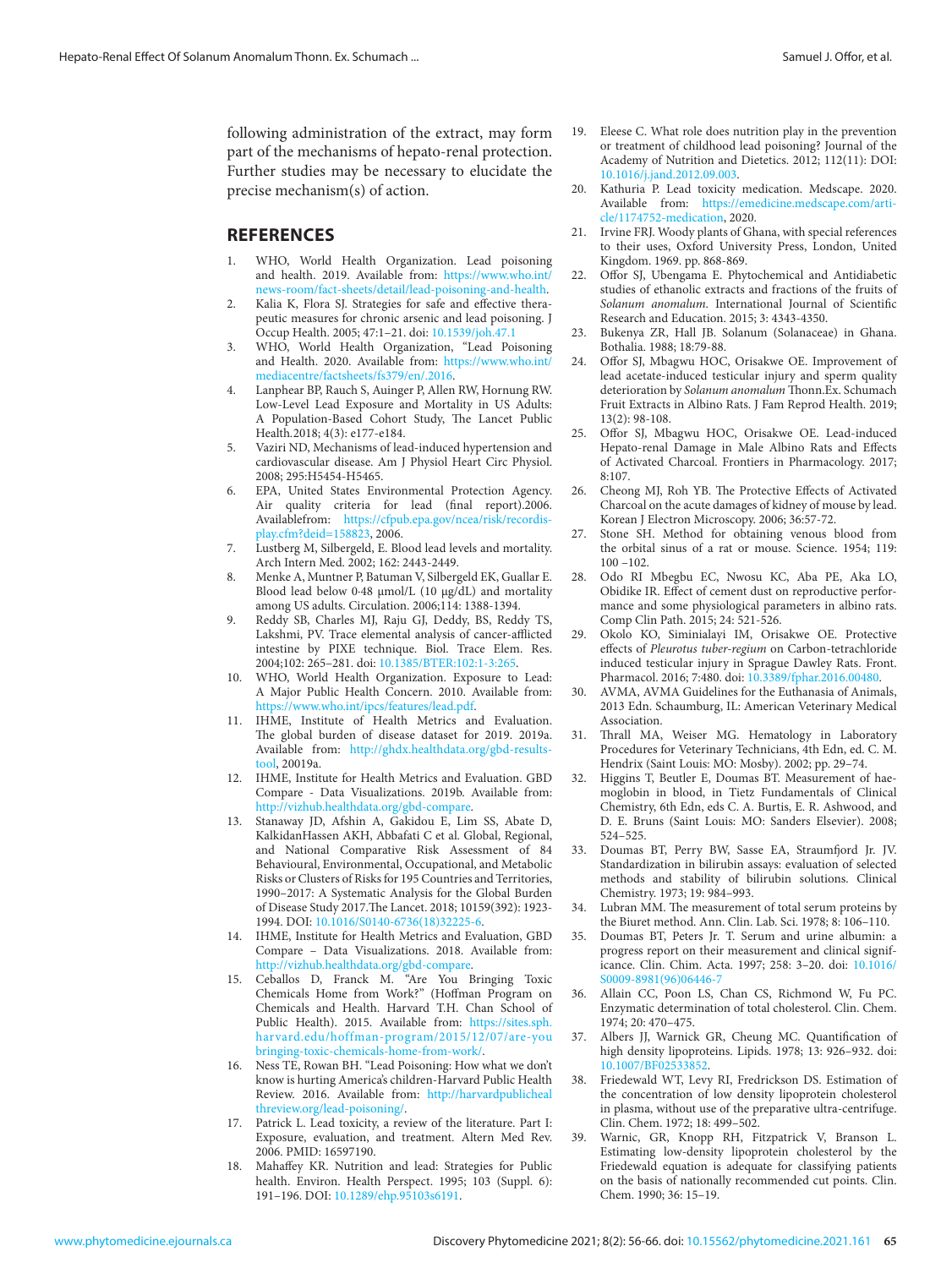following administration of the extract, may form part of the mechanisms of hepato-renal protection. Further studies may be necessary to elucidate the precise mechanism(s) of action.

## REFERENCES

1. WHO, World Health Organization. Lead poisoning and health. 2019. Available from: https://www.who.int/news-room/fact-sheets/detail/lead-poisoning-and-health.
2. Kalia K, Flora SJ. Strategies for safe and effective therapeutic measures for chronic arsenic and lead poisoning. J Occup Health. 2005; 47:1–21. doi: 10.1539/joh.47.1
3. WHO, World Health Organization, "Lead Poisoning and Health. 2020. Available from: https://www.who.int/mediacentre/factsheets/fs379/en/.2016.
4. Lanphear BP, Rauch S, Auinger P, Allen RW, Hornung RW. Low-Level Lead Exposure and Mortality in US Adults: A Population-Based Cohort Study, The Lancet Public Health.2018; 4(3): e177-e184.
5. Vaziri ND, Mechanisms of lead-induced hypertension and cardiovascular disease. Am J Physiol Heart Circ Physiol. 2008; 295:H5454-H5465.
6. EPA, United States Environmental Protection Agency. Air quality criteria for lead (final report).2006. Availablefrom: https://cfpub.epa.gov/ncea/risk/recordisplay.cfm?deid=158823, 2006.
7. Lustberg M, Silbergeld, E. Blood lead levels and mortality. Arch Intern Med. 2002; 162: 2443-2449.
8. Menke A, Muntner P, Batuman V, Silbergeld EK, Guallar E. Blood lead below 0·48 µmol/L (10 µg/dL) and mortality among US adults. Circulation. 2006;114: 1388-1394.
9. Reddy SB, Charles MJ, Raju GJ, Deddy, BS, Reddy TS, Lakshmi, PV. Trace elemental analysis of cancer-afflicted intestine by PIXE technique. Biol. Trace Elem. Res. 2004;102: 265–281. doi: 10.1385/BTER:102:1-3:265.
10. WHO, World Health Organization. Exposure to Lead: A Major Public Health Concern. 2010. Available from: https://www.who.int/ipcs/features/lead.pdf.
11. IHME, Institute of Health Metrics and Evaluation. The global burden of disease dataset for 2019. 2019a. Available from: http://ghdx.healthdata.org/gbd-results-tool, 20019a.
12. IHME, Institute for Health Metrics and Evaluation. GBD Compare - Data Visualizations. 2019b. Available from: http://vizhub.healthdata.org/gbd-compare.
13. Stanaway JD, Afshin A, Gakidou E, Lim SS, Abate D, KalkidanHassen AKH, Abbafati C et al. Global, Regional, and National Comparative Risk Assessment of 84 Behavioural, Environmental, Occupational, and Metabolic Risks or Clusters of Risks for 195 Countries and Territories, 1990–2017: A Systematic Analysis for the Global Burden of Disease Study 2017.The Lancet. 2018; 10159(392): 1923-1994. DOI: 10.1016/S0140-6736(18)32225-6.
14. IHME, Institute for Health Metrics and Evaluation, GBD Compare – Data Visualizations. 2018. Available from: http://vizhub.healthdata.org/gbd-compare.
15. Ceballos D, Franck M. "Are You Bringing Toxic Chemicals Home from Work?" (Hoffman Program on Chemicals and Health. Harvard T.H. Chan School of Public Health). 2015. Available from: https://sites.sph.harvard.edu/hoffman-program/2015/12/07/are-you bringing-toxic-chemicals-home-from-work/.
16. Ness TE, Rowan BH. "Lead Poisoning: How what we don't know is hurting America's children-Harvard Public Health Review. 2016. Available from: http://harvardpublichealthreview.org/lead-poisoning/.
17. Patrick L. Lead toxicity, a review of the literature. Part I: Exposure, evaluation, and treatment. Altern Med Rev. 2006. PMID: 16597190.
18. Mahaffey KR. Nutrition and lead: Strategies for Public health. Environ. Health Perspect. 1995; 103 (Suppl. 6): 191–196. DOI: 10.1289/ehp.95103s6191.
19. Eleese C. What role does nutrition play in the prevention or treatment of childhood lead poisoning? Journal of the Academy of Nutrition and Dietetics. 2012; 112(11): DOI: 10.1016/j.jand.2012.09.003.
20. Kathuria P. Lead toxicity medication. Medscape. 2020. Available from: https://emedicine.medscape.com/article/1174752-medication, 2020.
21. Irvine FRJ. Woody plants of Ghana, with special references to their uses, Oxford University Press, London, United Kingdom. 1969. pp. 868-869.
22. Offor SJ, Ubengama E. Phytochemical and Antidiabetic studies of ethanolic extracts and fractions of the fruits of *Solanum anomalum*. International Journal of Scientific Research and Education. 2015; 3: 4343-4350.
23. Bukenya ZR, Hall JB. Solanum (Solanaceae) in Ghana. Bothalia. 1988; 18:79-88.
24. Offor SJ, Mbagwu HOC, Orisakwe OE. Improvement of lead acetate-induced testicular injury and sperm quality deterioration by *Solanum anomalum* Thonn.Ex. Schumach Fruit Extracts in Albino Rats. J Fam Reprod Health. 2019; 13(2): 98-108.
25. Offor SJ, Mbagwu HOC, Orisakwe OE. Lead-induced Hepato-renal Damage in Male Albino Rats and Effects of Activated Charcoal. Frontiers in Pharmacology. 2017; 8:107.
26. Cheong MJ, Roh YB. The Protective Effects of Activated Charcoal on the acute damages of kidney of mouse by lead. Korean J Electron Microscopy. 2006; 36:57-72.
27. Stone SH. Method for obtaining venous blood from the orbital sinus of a rat or mouse. Science. 1954; 119: 100 –102.
28. Odo RI Mbegbu EC, Nwosu KC, Aba PE, Aka LO, Obidike IR. Effect of cement dust on reproductive performance and some physiological parameters in albino rats. Comp Clin Path. 2015; 24: 521-526.
29. Okolo KO, Siminialayi IM, Orisakwe OE. Protective effects of *Pleurotus tuber-regium* on Carbon-tetrachloride induced testicular injury in Sprague Dawley Rats. Front. Pharmacol. 2016; 7:480. doi: 10.3389/fphar.2016.00480.
30. AVMA, AVMA Guidelines for the Euthanasia of Animals, 2013 Edn. Schaumburg, IL: American Veterinary Medical Association.
31. Thrall MA, Weiser MG. Hematology in Laboratory Procedures for Veterinary Technicians, 4th Edn, ed. C. M. Hendrix (Saint Louis: MO: Mosby). 2002; pp. 29–74.
32. Higgins T, Beutler E, Doumas BT. Measurement of haemoglobin in blood, in Tietz Fundamentals of Clinical Chemistry, 6th Edn, eds C. A. Burtis, E. R. Ashwood, and D. E. Bruns (Saint Louis: MO: Sanders Elsevier). 2008; 524–525.
33. Doumas BT, Perry BW, Sasse EA, Straumfjord Jr. JV. Standardization in bilirubin assays: evaluation of selected methods and stability of bilirubin solutions. Clinical Chemistry. 1973; 19: 984–993.
34. Lubran MM. The measurement of total serum proteins by the Biuret method. Ann. Clin. Lab. Sci. 1978; 8: 106–110.
35. Doumas BT, Peters Jr. T. Serum and urine albumin: a progress report on their measurement and clinical significance. Clin. Chim. Acta. 1997; 258: 3–20. doi: 10.1016/S0009-8981(96)06446-7
36. Allain CC, Poon LS, Chan CS, Richmond W, Fu PC. Enzymatic determination of total cholesterol. Clin. Chem. 1974; 20: 470–475.
37. Albers JJ, Warnick GR, Cheung MC. Quantification of high density lipoproteins. Lipids. 1978; 13: 926–932. doi: 10.1007/BF02533852.
38. Friedewald WT, Levy RI, Fredrickson DS. Estimation of the concentration of low density lipoprotein cholesterol in plasma, without use of the preparative ultra-centrifuge. Clin. Chem. 1972; 18: 499–502.
39. Warnic, GR, Knopp RH, Fitzpatrick V, Branson L. Estimating low-density lipoprotein cholesterol by the Friedewald equation is adequate for classifying patients on the basis of nationally recommended cut points. Clin. Chem. 1990; 36: 15–19.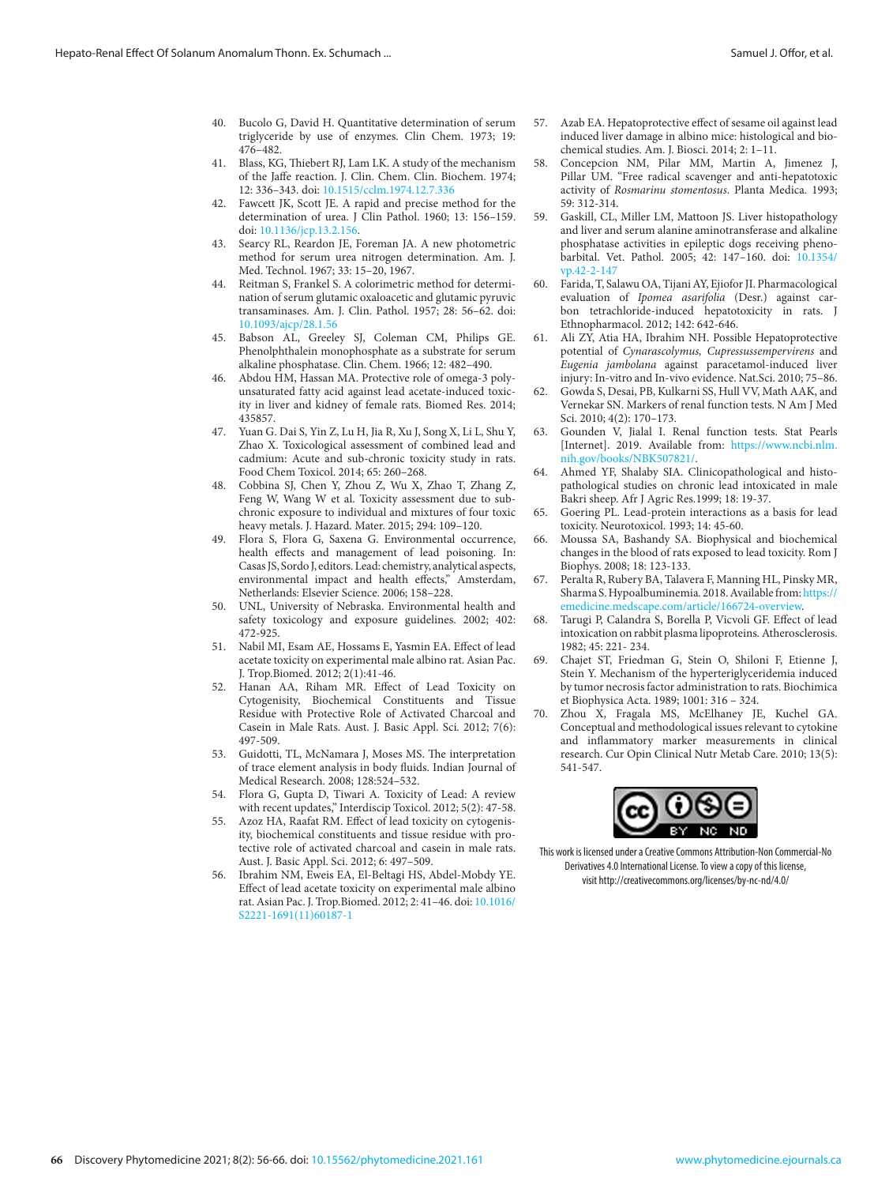40. Bucolo G, David H. Quantitative determination of serum triglyceride by use of enzymes. Clin Chem. 1973; 19: 476–482.
41. Blass, KG, Thiebert RJ, Lam LK. A study of the mechanism of the Jaffe reaction. J. Clin. Chem. Clin. Biochem. 1974; 12: 336–343. doi: 10.1515/cclm.1974.12.7.336
42. Fawcett JK, Scott JE. A rapid and precise method for the determination of urea. J Clin Pathol. 1960; 13: 156–159. doi: 10.1136/jcp.13.2.156.
43. Searcy RL, Reardon JE, Foreman JA. A new photometric method for serum urea nitrogen determination. Am. J. Med. Technol. 1967; 33: 15–20, 1967.
44. Reitman S, Frankel S. A colorimetric method for determination of serum glutamic oxaloacetic and glutamic pyruvic transaminases. Am. J. Clin. Pathol. 1957; 28: 56–62. doi: 10.1093/ajcp/28.1.56
45. Babson AL, Greeley SJ, Coleman CM, Philips GE. Phenolphthalein monophosphate as a substrate for serum alkaline phosphatase. Clin. Chem. 1966; 12: 482–490.
46. Abdou HM, Hassan MA. Protective role of omega-3 polyunsaturated fatty acid against lead acetate-induced toxicity in liver and kidney of female rats. Biomed Res. 2014; 435857.
47. Yuan G. Dai S, Yin Z, Lu H, Jia R, Xu J, Song X, Li L, Shu Y, Zhao X. Toxicological assessment of combined lead and cadmium: Acute and sub-chronic toxicity study in rats. Food Chem Toxicol. 2014; 65: 260–268.
48. Cobbina SJ, Chen Y, Zhou Z, Wu X, Zhao T, Zhang Z, Feng W, Wang W et al. Toxicity assessment due to sub-chronic exposure to individual and mixtures of four toxic heavy metals. J. Hazard. Mater. 2015; 294: 109–120.
49. Flora S, Flora G, Saxena G. Environmental occurrence, health effects and management of lead poisoning. In: Casas JS, Sordo J, editors. Lead: chemistry, analytical aspects, environmental impact and health effects," Amsterdam, Netherlands: Elsevier Science. 2006; 158–228.
50. UNL, University of Nebraska. Environmental health and safety toxicology and exposure guidelines. 2002; 402: 472-925.
51. Nabil MI, Esam AE, Hossams E, Yasmin EA. Effect of lead acetate toxicity on experimental male albino rat. Asian Pac. J. Trop.Biomed. 2012; 2(1):41-46.
52. Hanan AA, Riham MR. Effect of Lead Toxicity on Cytogenisity, Biochemical Constituents and Tissue Residue with Protective Role of Activated Charcoal and Casein in Male Rats. Aust. J. Basic Appl. Sci. 2012; 7(6): 497-509.
53. Guidotti, TL, McNamara J, Moses MS. The interpretation of trace element analysis in body fluids. Indian Journal of Medical Research. 2008; 128:524–532.
54. Flora G, Gupta D, Tiwari A. Toxicity of Lead: A review with recent updates," Interdiscip Toxicol. 2012; 5(2): 47-58.
55. Azoz HA, Raafat RM. Effect of lead toxicity on cytogenisity, biochemical constituents and tissue residue with protective role of activated charcoal and casein in male rats. Aust. J. Basic Appl. Sci. 2012; 6: 497–509.
56. Ibrahim NM, Eweis EA, El-Beltagi HS, Abdel-Mobdy YE. Effect of lead acetate toxicity on experimental male albino rat. Asian Pac. J. Trop.Biomed. 2012; 2: 41–46. doi: 10.1016/S2221-1691(11)60187-1
57. Azab EA. Hepatoprotective effect of sesame oil against lead induced liver damage in albino mice: histological and biochemical studies. Am. J. Biosci. 2014; 2: 1–11.
58. Concepcion NM, Pilar MM, Martin A, Jimenez J, Pillar UM. "Free radical scavenger and anti-hepatotoxic activity of *Rosmarinu stomentosus*. Planta Medica. 1993; 59: 312-314.
59. Gaskill, CL, Miller LM, Mattoon JS. Liver histopathology and liver and serum alanine aminotransferase and alkaline phosphatase activities in epileptic dogs receiving phenobarbital. Vet. Pathol. 2005; 42: 147–160. doi: 10.1354/vp.42-2-147
60. Farida, T, Salawu OA, Tijani AY, Ejiofor JI. Pharmacological evaluation of *Ipomea asarifolia* (Desr.) against carbon tetrachloride-induced hepatotoxicity in rats. J Ethnopharmacol. 2012; 142: 642-646.
61. Ali ZY, Atia HA, Ibrahim NH. Possible Hepatoprotective potential of *Cynarascolymus, Cupressussempervirens* and *Eugenia jambolana* against paracetamol-induced liver injury: In-vitro and In-vivo evidence. Nat.Sci. 2010; 75–86.
62. Gowda S, Desai, PB, Kulkarni SS, Hull VV, Math AAK, and Vernekar SN. Markers of renal function tests. N Am J Med Sci. 2010; 4(2): 170–173.
63. Gounden V, Jialal I. Renal function tests. Stat Pearls [Internet]. 2019. Available from: https://www.ncbi.nlm.nih.gov/books/NBK507821/.
64. Ahmed YF, Shalaby SIA. Clinicopathological and histopathological studies on chronic lead intoxicated in male Bakri sheep. Afr J Agric Res.1999; 18: 19-37.
65. Goering PL. Lead-protein interactions as a basis for lead toxicity. Neurotoxicol. 1993; 14: 45-60.
66. Moussa SA, Bashandy SA. Biophysical and biochemical changes in the blood of rats exposed to lead toxicity. Rom J Biophys. 2008; 18: 123-133.
67. Peralta R, Rubery BA, Talavera F, Manning HL, Pinsky MR, Sharma S. Hypoalbuminemia. 2018. Available from: https://emedicine.medscape.com/article/166724-overview.
68. Tarugi P, Calandra S, Borella P, Vicvoli GF. Effect of lead intoxication on rabbit plasma lipoproteins. Atherosclerosis. 1982; 45: 221- 234.
69. Chajet ST, Friedman G, Stein O, Shiloni F, Etienne J, Stein Y. Mechanism of the hyperteriglyceridemia induced by tumor necrosis factor administration to rats. Biochimica et Biophysica Acta. 1989; 1001: 316 – 324.
70. Zhou X, Fragala MS, McElhaney JE, Kuchel GA. Conceptual and methodological issues relevant to cytokine and inflammatory marker measurements in clinical research. Cur Opin Clinical Nutr Metab Care. 2010; 13(5): 541-547.

This work is licensed under a Creative Commons Attribution-Non Commercial-No Derivatives 4.0 International License. To view a copy of this license, visit http://creativecommons.org/licenses/by-nc-nd/4.0/